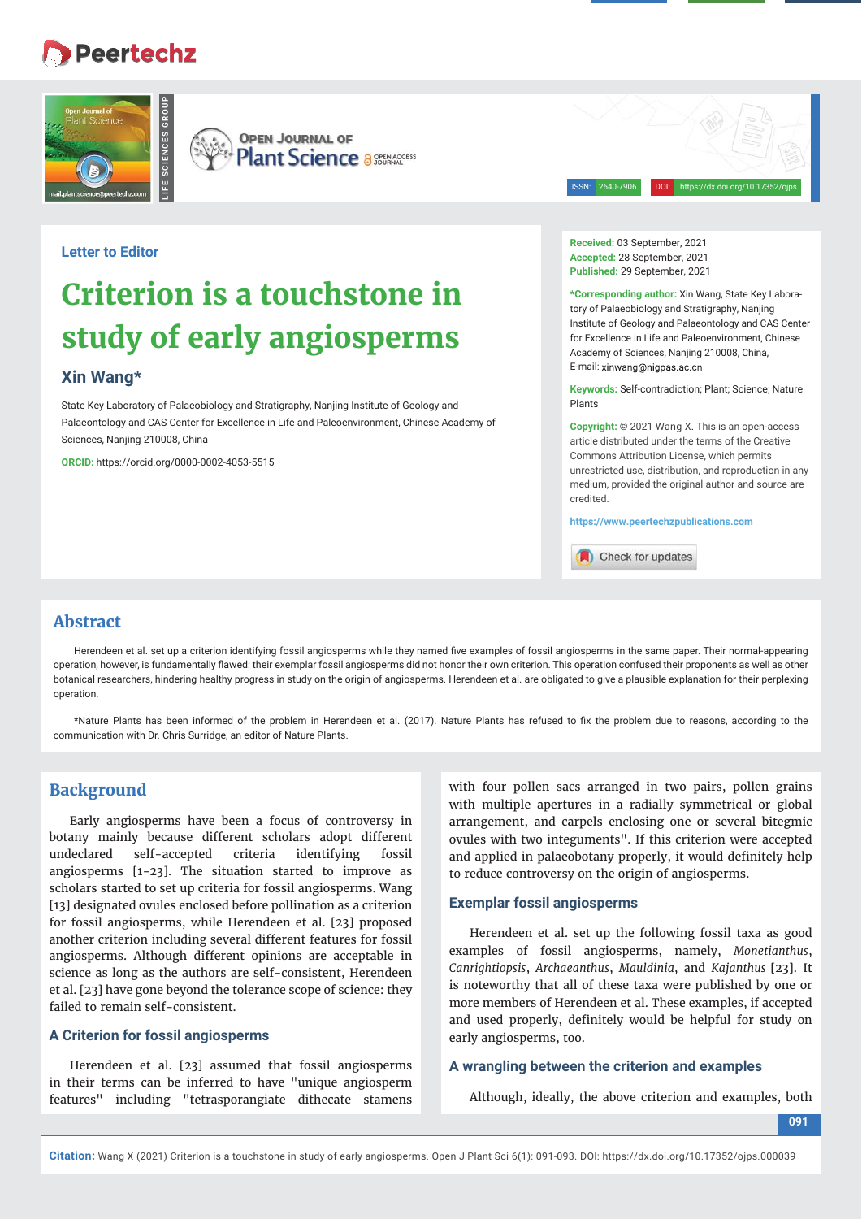Letter to Editor

# Criterion is a touchstone in study of early angiosperms

## Xin Wang*

State Key Laboratory of Palaeobiology and Stratigraphy, Nanjing Institute of Geology and Palaeontology and CAS Center for Excellence in Life and Paleoenvironment, Chinese Academy of Sciences, Nanjing 210008, China

**ORCID:** https://orcid.org/0000-0002-4053-5515

**Received:** 03 September, 2021
**Accepted:** 28 September, 2021
**Published:** 29 September, 2021

***Corresponding author:** Xin Wang, State Key Laboratory of Palaeobiology and Stratigraphy, Nanjing Institute of Geology and Palaeontology and CAS Center for Excellence in Life and Paleoenvironment, Chinese Academy of Sciences, Nanjing 210008, China, E-mail: xinwang@nigpas.ac.cn

**Keywords:** Self-contradiction; Plant; Science; Nature Plants

**Copyright:** © 2021 Wang X. This is an open-access article distributed under the terms of the Creative Commons Attribution License, which permits unrestricted use, distribution, and reproduction in any medium, provided the original author and source are credited.

https://www.peertechzpublications.com

## Abstract

Herendeen et al. set up a criterion identifying fossil angiosperms while they named five examples of fossil angiosperms in the same paper. Their normal-appearing operation, however, is fundamentally flawed: their exemplar fossil angiosperms did not honor their own criterion. This operation confused their proponents as well as other botanical researchers, hindering healthy progress in study on the origin of angiosperms. Herendeen et al. are obligated to give a plausible explanation for their perplexing operation.

*Nature Plants has been informed of the problem in Herendeen et al. (2017). Nature Plants has refused to fix the problem due to reasons, according to the communication with Dr. Chris Surridge, an editor of Nature Plants.

## Background

Early angiosperms have been a focus of controversy in botany mainly because different scholars adopt different undeclared self-accepted criteria identifying fossil angiosperms [1-23]. The situation started to improve as scholars started to set up criteria for fossil angiosperms. Wang [13] designated ovules enclosed before pollination as a criterion for fossil angiosperms, while Herendeen et al. [23] proposed another criterion including several different features for fossil angiosperms. Although different opinions are acceptable in science as long as the authors are self-consistent, Herendeen et al. [23] have gone beyond the tolerance scope of science: they failed to remain self-consistent.

### A Criterion for fossil angiosperms

Herendeen et al. [23] assumed that fossil angiosperms in their terms can be inferred to have "unique angiosperm features" including "tetrasporangiate dithecate stamens with four pollen sacs arranged in two pairs, pollen grains with multiple apertures in a radially symmetrical or global arrangement, and carpels enclosing one or several bitegmic ovules with two integuments". If this criterion were accepted and applied in palaeobotany properly, it would definitely help to reduce controversy on the origin of angiosperms.

### Exemplar fossil angiosperms

Herendeen et al. set up the following fossil taxa as good examples of fossil angiosperms, namely, *Monetianthus*, *Canrightiopsis*, *Archaeanthus*, *Mauldinia*, and *Kajanthus* [23]. It is noteworthy that all of these taxa were published by one or more members of Herendeen et al. These examples, if accepted and used properly, definitely would be helpful for study on early angiosperms, too.

### A wrangling between the criterion and examples

Although, ideally, the above criterion and examples, both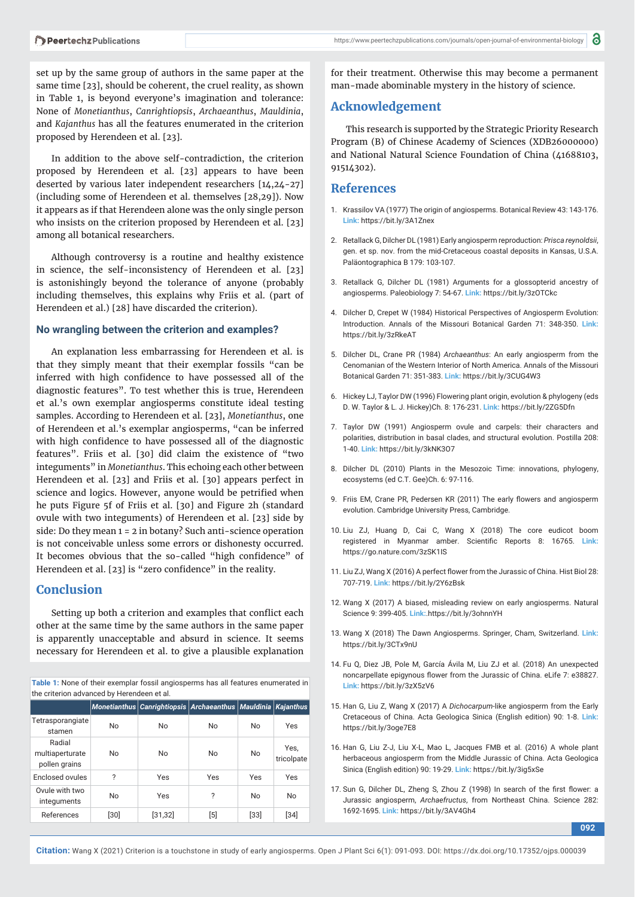set up by the same group of authors in the same paper at the same time [23], should be coherent, the cruel reality, as shown in Table 1, is beyond everyone's imagination and tolerance: None of *Monetianthus*, *Canrightiopsis*, *Archaeanthus*, *Mauldinia*, and *Kajanthus* has all the features enumerated in the criterion proposed by Herendeen et al. [23].

In addition to the above self-contradiction, the criterion proposed by Herendeen et al. [23] appears to have been deserted by various later independent researchers [14,24-27] (including some of Herendeen et al. themselves [28,29]). Now it appears as if that Herendeen alone is the only single person who insists on the criterion proposed by Herendeen et al. [23] among all botanical researchers.

Although controversy is a routine and healthy existence in science, the self-inconsistency of Herendeen et al. [23] is astonishingly beyond the tolerance of anyone (probably including themselves, this explains why Friis et al. (part of Herendeen et al.) [28] have discarded the criterion).

### No wrangling between the criterion and examples?

An explanation less embarrassing for Herendeen et al. is that they simply meant that their exemplar fossils "can be inferred with high confidence to have possessed all of the diagnostic features". To test whether this is true, Herendeen et al.'s own exemplar angiosperms constitute ideal testing samples. According to Herendeen et al. [23], *Monetianthus*, one of Herendeen et al.'s exemplar angiosperms, "can be inferred with high confidence to have possessed all of the diagnostic features". Friis et al. [30] did claim the existence of "two integuments" in *Monetianthus*. This echoing each other between Herendeen et al. [23] and Friis et al. [30] appears perfect in science and logics. However, anyone would be petrified when he puts Figure 5f of Friis et al. [30] and Figure 2h (standard ovule with two integuments) of Herendeen et al. [23] side by side: Do they mean 1 = 2 in botany? Such anti-science operation is not conceivable unless some errors or dishonesty occurred. It becomes obvious that the so-called "high confidence" of Herendeen et al. [23] is "zero confidence" in the reality.

## Conclusion

Setting up both a criterion and examples that conflict each other at the same time by the same authors in the same paper is apparently unacceptable and absurd in science. It seems necessary for Herendeen et al. to give a plausible explanation for their treatment. Otherwise this may become a permanent man-made abominable mystery in the history of science.

**Table 1:** None of their exemplar fossil angiosperms has all features enumerated in the criterion advanced by Herendeen et al.

| | *Monetianthus* | *Canrightiopsis* | *Archaeanthus* | *Mauldinia* | *Kajanthus* |
|---|---|---|---|---|---|
| Tetrasporangiate stamen | No | No | No | No | Yes |
| Radial multiaperturate pollen grains | No | No | No | No | Yes, tricolpate |
| Enclosed ovules | ? | Yes | Yes | Yes | Yes |
| Ovule with two integuments | No | Yes | ? | No | No |
| References | [30] | [31,32] | [5] | [33] | [34] |

## Acknowledgement

This research is supported by the Strategic Priority Research Program (B) of Chinese Academy of Sciences (XDB26000000) and National Natural Science Foundation of China (41688103, 91514302).

## References

1. Krassilov VA (1977) The origin of angiosperms. Botanical Review 43: 143-176. **Link:** https://bit.ly/3A1Znex
2. Retallack G, Dilcher DL (1981) Early angiosperm reproduction: *Prisca reynoldsii*, gen. et sp. nov. from the mid-Cretaceous coastal deposits in Kansas, U.S.A. Paläontographica B 179: 103-107.
3. Retallack G, Dilcher DL (1981) Arguments for a glossopterid ancestry of angiosperms. Paleobiology 7: 54-67. **Link:** https://bit.ly/3zOTCkc
4. Dilcher D, Crepet W (1984) Historical Perspectives of Angiosperm Evolution: Introduction. Annals of the Missouri Botanical Garden 71: 348-350. **Link:** https://bit.ly/3zRkeAT
5. Dilcher DL, Crane PR (1984) *Archaeanthus*: An early angiosperm from the Cenomanian of the Western Interior of North America. Annals of the Missouri Botanical Garden 71: 351-383. **Link:** https://bit.ly/3CUG4W3
6. Hickey LJ, Taylor DW (1996) Flowering plant origin, evolution & phylogeny (eds D. W. Taylor & L. J. Hickey)Ch. 8: 176-231. **Link:** https://bit.ly/2ZG5Dfn
7. Taylor DW (1991) Angiosperm ovule and carpels: their characters and polarities, distribution in basal clades, and structural evolution. Postilla 208: 1-40. **Link:** https://bit.ly/3kNK3O7
8. Dilcher DL (2010) Plants in the Mesozoic Time: innovations, phylogeny, ecosystems (ed C.T. Gee)Ch. 6: 97-116.
9. Friis EM, Crane PR, Pedersen KR (2011) The early flowers and angiosperm evolution. Cambridge University Press, Cambridge.
10. Liu ZJ, Huang D, Cai C, Wang X (2018) The core eudicot boom registered in Myanmar amber. Scientific Reports 8: 16765. **Link:** https://go.nature.com/3zSK1IS
11. Liu ZJ, Wang X (2016) A perfect flower from the Jurassic of China. Hist Biol 28: 707-719. **Link:** https://bit.ly/2Y6zBsk
12. Wang X (2017) A biased, misleading review on early angiosperms. Natural Science 9: 399-405. **Link:**.https://bit.ly/3ohnnYH
13. Wang X (2018) The Dawn Angiosperms. Springer, Cham, Switzerland. **Link:** https://bit.ly/3CTx9nU
14. Fu Q, Diez JB, Pole M, García Ávila M, Liu ZJ et al. (2018) An unexpected noncarpellate epigynous flower from the Jurassic of China. eLife 7: e38827. **Link:** https://bit.ly/3zX5zV6
15. Han G, Liu Z, Wang X (2017) A *Dichocarpum*-like angiosperm from the Early Cretaceous of China. Acta Geologica Sinica (English edition) 90: 1-8. **Link:** https://bit.ly/3oge7E8
16. Han G, Liu Z-J, Liu X-L, Mao L, Jacques FMB et al. (2016) A whole plant herbaceous angiosperm from the Middle Jurassic of China. Acta Geologica Sinica (English edition) 90: 19-29. **Link:** https://bit.ly/3ig5xSe
17. Sun G, Dilcher DL, Zheng S, Zhou Z (1998) In search of the first flower: a Jurassic angiosperm, *Archaefructus*, from Northeast China. Science 282: 1692-1695. **Link:** https://bit.ly/3AV4Gh4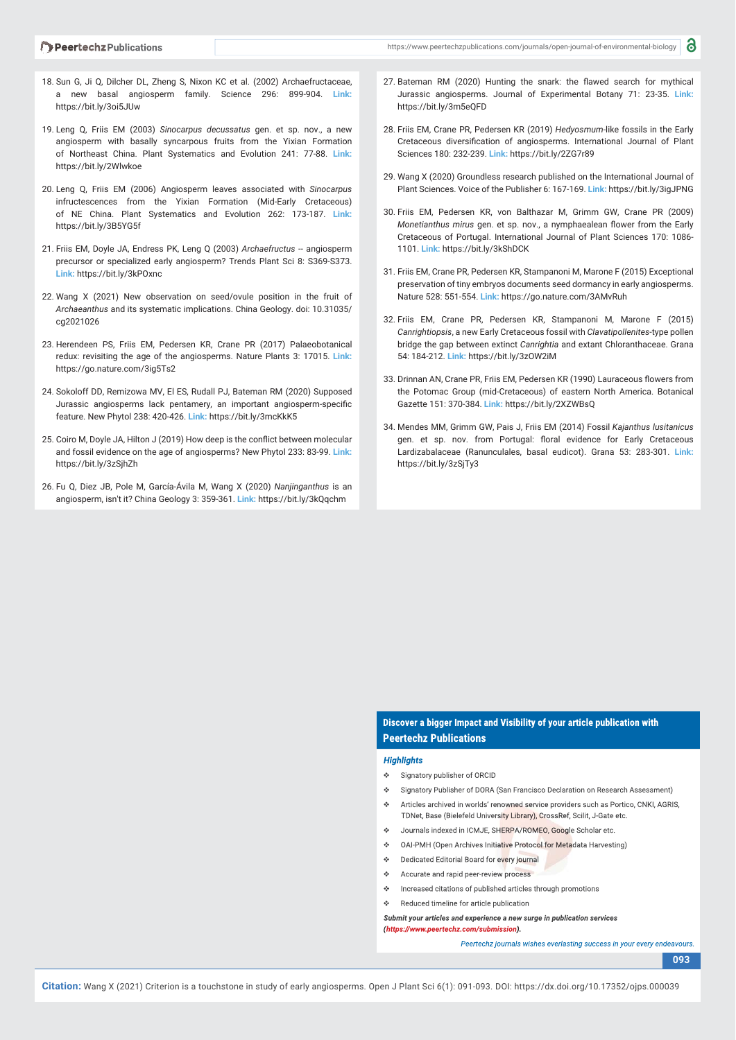18. Sun G, Ji Q, Dilcher DL, Zheng S, Nixon KC et al. (2002) Archaefructaceae, a new basal angiosperm family. Science 296: 899-904. **Link:** https://bit.ly/3oi5JUw

19. Leng Q, Friis EM (2003) *Sinocarpus decussatus* gen. et sp. nov., a new angiosperm with basally syncarpous fruits from the Yixian Formation of Northeast China. Plant Systematics and Evolution 241: 77-88. **Link:** https://bit.ly/2WIwkoe

20. Leng Q, Friis EM (2006) Angiosperm leaves associated with *Sinocarpus* infructescences from the Yixian Formation (Mid-Early Cretaceous) of NE China. Plant Systematics and Evolution 262: 173-187. **Link:** https://bit.ly/3B5YG5f

21. Friis EM, Doyle JA, Endress PK, Leng Q (2003) *Archaefructus* -- angiosperm precursor or specialized early angiosperm? Trends Plant Sci 8: S369-S373. **Link:** https://bit.ly/3kPOxnc

22. Wang X (2021) New observation on seed/ovule position in the fruit of *Archaeanthus* and its systematic implications. China Geology. doi: 10.31035/cg2021026

23. Herendeen PS, Friis EM, Pedersen KR, Crane PR (2017) Palaeobotanical redux: revisiting the age of the angiosperms. Nature Plants 3: 17015. **Link:** https://go.nature.com/3ig5Ts2

24. Sokoloff DD, Remizowa MV, El ES, Rudall PJ, Bateman RM (2020) Supposed Jurassic angiosperms lack pentamery, an important angiosperm-specific feature. New Phytol 238: 420-426. **Link:** https://bit.ly/3mcKkK5

25. Coiro M, Doyle JA, Hilton J (2019) How deep is the conflict between molecular and fossil evidence on the age of angiosperms? New Phytol 233: 83-99. **Link:** https://bit.ly/3zSjhZh

26. Fu Q, Diez JB, Pole M, García-Ávila M, Wang X (2020) *Nanjinganthus* is an angiosperm, isn't it? China Geology 3: 359-361. **Link:** https://bit.ly/3kQqchm

27. Bateman RM (2020) Hunting the snark: the flawed search for mythical Jurassic angiosperms. Journal of Experimental Botany 71: 23-35. **Link:** https://bit.ly/3m5eQFD

28. Friis EM, Crane PR, Pedersen KR (2019) *Hedyosmum*-like fossils in the Early Cretaceous diversification of angiosperms. International Journal of Plant Sciences 180: 232-239. **Link:** https://bit.ly/2ZG7r89

29. Wang X (2020) Groundless research published on the International Journal of Plant Sciences. Voice of the Publisher 6: 167-169. **Link:** https://bit.ly/3igJPNG

30. Friis EM, Pedersen KR, von Balthazar M, Grimm GW, Crane PR (2009) *Monetianthus mirus* gen. et sp. nov., a nymphaealean flower from the Early Cretaceous of Portugal. International Journal of Plant Sciences 170: 1086-1101. **Link:** https://bit.ly/3kShDCK

31. Friis EM, Crane PR, Pedersen KR, Stampanoni M, Marone F (2015) Exceptional preservation of tiny embryos documents seed dormancy in early angiosperms. Nature 528: 551-554. **Link:** https://go.nature.com/3AMvRuh

32. Friis EM, Crane PR, Pedersen KR, Stampanoni M, Marone F (2015) *Canrightiopsis*, a new Early Cretaceous fossil with *Clavatipollenites*-type pollen bridge the gap between extinct *Canrightia* and extant Chloranthaceae. Grana 54: 184-212. **Link:** https://bit.ly/3zOW2iM

33. Drinnan AN, Crane PR, Friis EM, Pedersen KR (1990) Lauraceous flowers from the Potomac Group (mid-Cretaceous) of eastern North America. Botanical Gazette 151: 370-384. **Link:** https://bit.ly/2XZWBsQ

34. Mendes MM, Grimm GW, Pais J, Friis EM (2014) Fossil *Kajanthus lusitanicus* gen. et sp. nov. from Portugal: floral evidence for Early Cretaceous Lardizabalaceae (Ranunculales, basal eudicot). Grana 53: 283-301. **Link:** https://bit.ly/3zSjTy3

**Discover a bigger Impact and Visibility of your article publication with Peertechz Publications**

***Highlights***

- Signatory publisher of ORCID
- Signatory Publisher of DORA (San Francisco Declaration on Research Assessment)
- Articles archived in worlds' renowned service providers such as Portico, CNKI, AGRIS, TDNet, Base (Bielefeld University Library), CrossRef, Scilit, J-Gate etc.
- Journals indexed in ICMJE, SHERPA/ROMEO, Google Scholar etc.
- OAI-PMH (Open Archives Initiative Protocol for Metadata Harvesting)
- Dedicated Editorial Board for every journal
- Accurate and rapid peer-review process
- Increased citations of published articles through promotions
- Reduced timeline for article publication

***Submit your articles and experience a new surge in publication services (https://www.peertechz.com/submission).***

*Peertechz journals wishes everlasting success in your every endeavours.*

**Citation:** Wang X (2021) Criterion is a touchstone in study of early angiosperms. Open J Plant Sci 6(1): 091-093. DOI: https://dx.doi.org/10.17352/ojps.000039